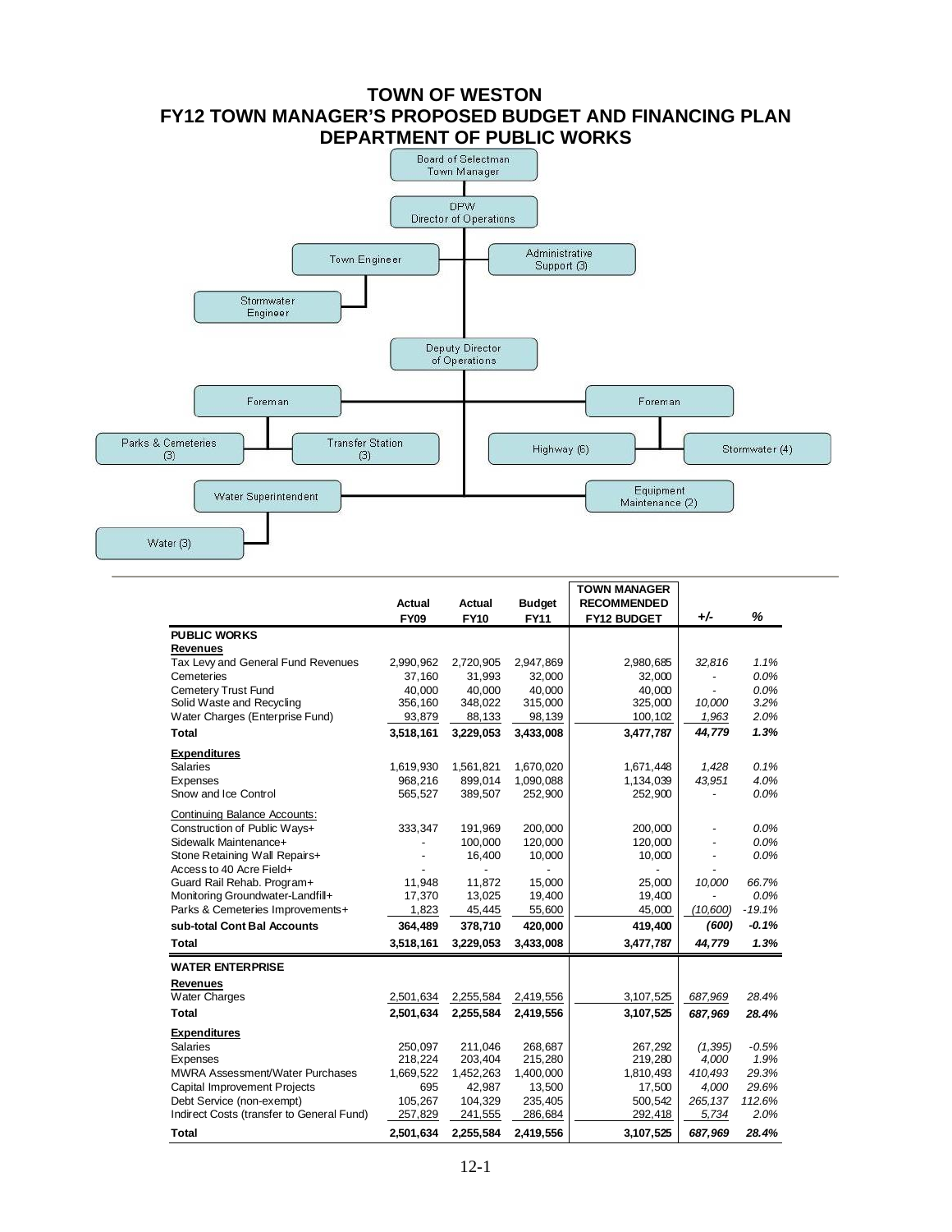# TOWN OF WESTON
# FY12 TOWN MANAGER'S PROPOSED BUDGET AND FINANCING PLAN
# DEPARTMENT OF PUBLIC WORKS

- Board of Selectmen / Town Manager
  - DPW Director of Operations
    - Town Engineer
      - Stormwater Engineer
    - Administrative Support (3)
    - Deputy Director of Operations
      - Foreman
        - Parks & Cemeteries (3)
        - Transfer Station (3)
      - Foreman
        - Highway (6)
        - Stormwater (4)
      - Water Superintendent
        - Water (3)
      - Equipment Maintenance (2)

| | Actual FY09 | Actual FY10 | Budget FY11 | TOWN MANAGER RECOMMENDED FY12 BUDGET | +/- | % |
|---|---|---|---|---|---|---|
| **PUBLIC WORKS** | | | | | | |
| **Revenues** | | | | | | |
| Tax Levy and General Fund Revenues | 2,990,962 | 2,720,905 | 2,947,869 | 2,980,685 | *32,816* | *1.1%* |
| Cemeteries | 37,160 | 31,993 | 32,000 | 32,000 | - | *0.0%* |
| Cemetery Trust Fund | 40,000 | 40,000 | 40,000 | 40,000 | - | *0.0%* |
| Solid Waste and Recycling | 356,160 | 348,022 | 315,000 | 325,000 | *10,000* | *3.2%* |
| Water Charges (Enterprise Fund) | 93,879 | 88,133 | 98,139 | 100,102 | *1,963* | *2.0%* |
| **Total** | **3,518,161** | **3,229,053** | **3,433,008** | **3,477,787** | ***44,779*** | ***1.3%*** |
| **Expenditures** | | | | | | |
| Salaries | 1,619,930 | 1,561,821 | 1,670,020 | 1,671,448 | *1,428* | *0.1%* |
| Expenses | 968,216 | 899,014 | 1,090,088 | 1,134,039 | *43,951* | *4.0%* |
| Snow and Ice Control | 565,527 | 389,507 | 252,900 | 252,900 | - | *0.0%* |
| Continuing Balance Accounts: | | | | | | |
| Construction of Public Ways+ | 333,347 | 191,969 | 200,000 | 200,000 | - | *0.0%* |
| Sidewalk Maintenance+ | - | 100,000 | 120,000 | 120,000 | - | *0.0%* |
| Stone Retaining Wall Repairs+ | - | 16,400 | 10,000 | 10,000 | - | *0.0%* |
| Access to 40 Acre Field+ | - | - | - | - | - | |
| Guard Rail Rehab. Program+ | 11,948 | 11,872 | 15,000 | 25,000 | *10,000* | *66.7%* |
| Monitoring Groundwater-Landfill+ | 17,370 | 13,025 | 19,400 | 19,400 | - | *0.0%* |
| Parks & Cemeteries Improvements+ | 1,823 | 45,445 | 55,600 | 45,000 | *(10,600)* | *-19.1%* |
| **sub-total Cont Bal Accounts** | **364,489** | **378,710** | **420,000** | **419,400** | ***(600)*** | ***-0.1%*** |
| **Total** | **3,518,161** | **3,229,053** | **3,433,008** | **3,477,787** | ***44,779*** | ***1.3%*** |
| **WATER ENTERPRISE** | | | | | | |
| **Revenues** | | | | | | |
| Water Charges | 2,501,634 | 2,255,584 | 2,419,556 | 3,107,525 | *687,969* | *28.4%* |
| **Total** | **2,501,634** | **2,255,584** | **2,419,556** | **3,107,525** | ***687,969*** | ***28.4%*** |
| **Expenditures** | | | | | | |
| Salaries | 250,097 | 211,046 | 268,687 | 267,292 | *(1,395)* | *-0.5%* |
| Expenses | 218,224 | 203,404 | 215,280 | 219,280 | *4,000* | *1.9%* |
| MWRA Assessment/Water Purchases | 1,669,522 | 1,452,263 | 1,400,000 | 1,810,493 | *410,493* | *29.3%* |
| Capital Improvement Projects | 695 | 42,987 | 13,500 | 17,500 | *4,000* | *29.6%* |
| Debt Service (non-exempt) | 105,267 | 104,329 | 235,405 | 500,542 | *265,137* | *112.6%* |
| Indirect Costs (transfer to General Fund) | 257,829 | 241,555 | 286,684 | 292,418 | *5,734* | *2.0%* |
| **Total** | **2,501,634** | **2,255,584** | **2,419,556** | **3,107,525** | ***687,969*** | ***28.4%*** |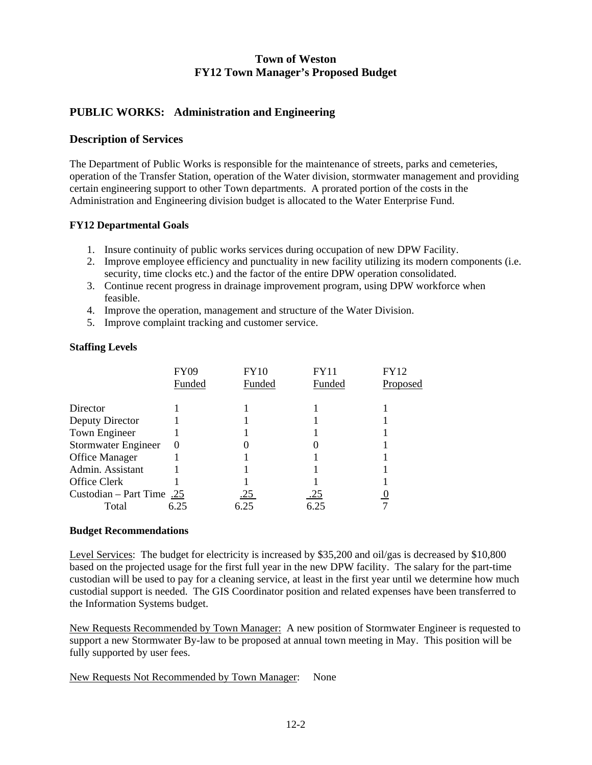# Town of Weston
# FY12 Town Manager's Proposed Budget

## PUBLIC WORKS: Administration and Engineering

## Description of Services

The Department of Public Works is responsible for the maintenance of streets, parks and cemeteries, operation of the Transfer Station, operation of the Water division, stormwater management and providing certain engineering support to other Town departments. A prorated portion of the costs in the Administration and Engineering division budget is allocated to the Water Enterprise Fund.

### FY12 Departmental Goals

1. Insure continuity of public works services during occupation of new DPW Facility.
2. Improve employee efficiency and punctuality in new facility utilizing its modern components (i.e. security, time clocks etc.) and the factor of the entire DPW operation consolidated.
3. Continue recent progress in drainage improvement program, using DPW workforce when feasible.
4. Improve the operation, management and structure of the Water Division.
5. Improve complaint tracking and customer service.

### Staffing Levels

| | FY09 Funded | FY10 Funded | FY11 Funded | FY12 Proposed |
|---|---|---|---|---|
| Director | 1 | 1 | 1 | 1 |
| Deputy Director | 1 | 1 | 1 | 1 |
| Town Engineer | 1 | 1 | 1 | 1 |
| Stormwater Engineer | 0 | 0 | 0 | 1 |
| Office Manager | 1 | 1 | 1 | 1 |
| Admin. Assistant | 1 | 1 | 1 | 1 |
| Office Clerk | 1 | 1 | 1 | 1 |
| Custodian – Part Time | .25 | .25 | .25 | 0 |
| Total | 6.25 | 6.25 | 6.25 | 7 |

### Budget Recommendations

Level Services: The budget for electricity is increased by $35,200 and oil/gas is decreased by $10,800 based on the projected usage for the first full year in the new DPW facility. The salary for the part-time custodian will be used to pay for a cleaning service, at least in the first year until we determine how much custodial support is needed. The GIS Coordinator position and related expenses have been transferred to the Information Systems budget.

New Requests Recommended by Town Manager: A new position of Stormwater Engineer is requested to support a new Stormwater By-law to be proposed at annual town meeting in May. This position will be fully supported by user fees.

New Requests Not Recommended by Town Manager: None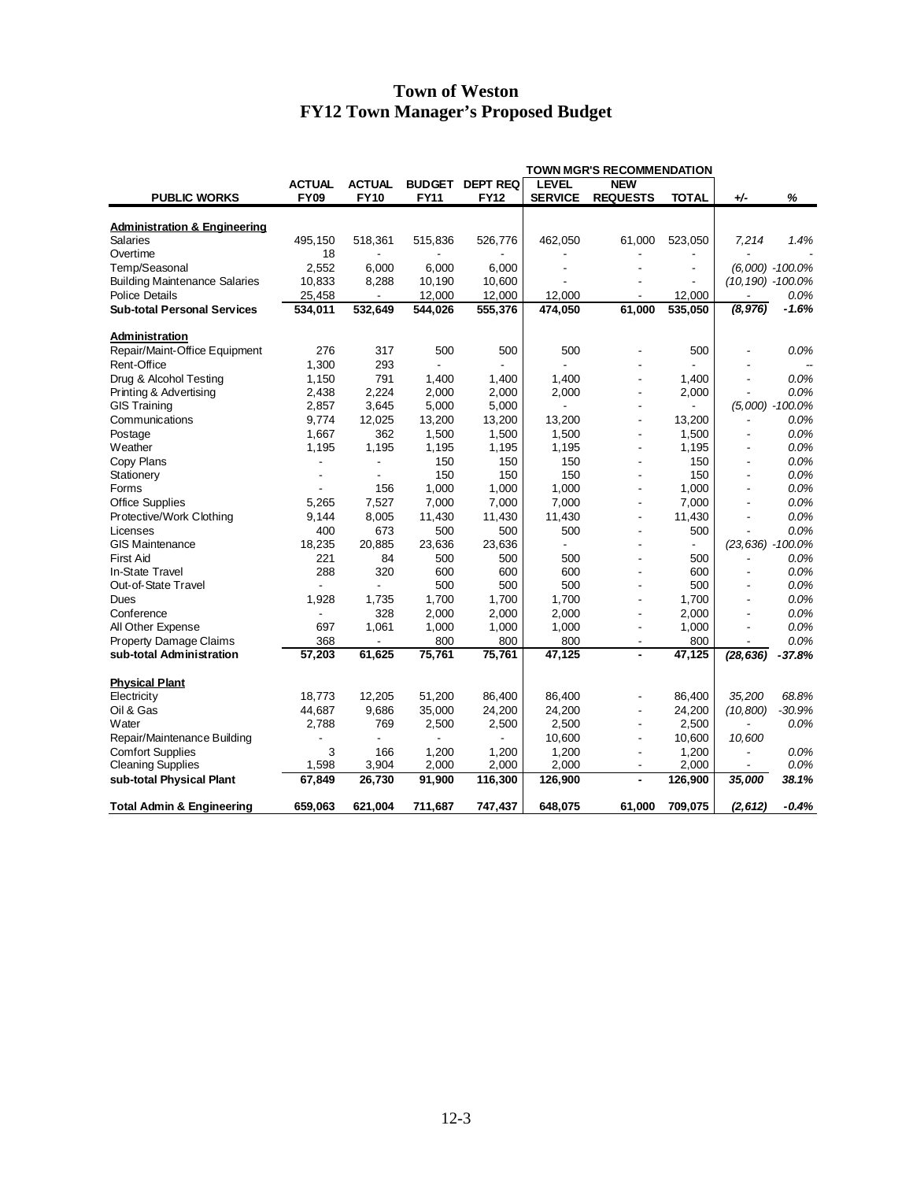# Town of Weston
# FY12 Town Manager's Proposed Budget

| PUBLIC WORKS | ACTUAL FY09 | ACTUAL FY10 | BUDGET FY11 | DEPT REQ FY12 | TOWN MGR'S RECOMMENDATION LEVEL SERVICE | NEW REQUESTS | TOTAL | +/- | % |
|---|---|---|---|---|---|---|---|---|---|
| **Administration & Engineering** | | | | | | | | | |
| Salaries | 495,150 | 518,361 | 515,836 | 526,776 | 462,050 | 61,000 | 523,050 | *7,214* | *1.4%* |
| Overtime | 18 | - | - | - | - | - | - | - | - |
| Temp/Seasonal | 2,552 | 6,000 | 6,000 | 6,000 | - | - | - | *(6,000)* | *-100.0%* |
| Building Maintenance Salaries | 10,833 | 8,288 | 10,190 | 10,600 | - | - | - | *(10,190)* | *-100.0%* |
| Police Details | 25,458 | - | 12,000 | 12,000 | 12,000 | - | 12,000 | - | *0.0%* |
| **Sub-total Personal Services** | **534,011** | **532,649** | **544,026** | **555,376** | **474,050** | **61,000** | **535,050** | ***(8,976)*** | ***-1.6%*** |
| **Administration** | | | | | | | | | |
| Repair/Maint-Office Equipment | 276 | 317 | 500 | 500 | 500 | - | 500 | - | *0.0%* |
| Rent-Office | 1,300 | 293 | - | - | - | - | - | - | -- |
| Drug & Alcohol Testing | 1,150 | 791 | 1,400 | 1,400 | 1,400 | - | 1,400 | - | *0.0%* |
| Printing & Advertising | 2,438 | 2,224 | 2,000 | 2,000 | 2,000 | - | 2,000 | - | *0.0%* |
| GIS Training | 2,857 | 3,645 | 5,000 | 5,000 | - | - | - | *(5,000)* | *-100.0%* |
| Communications | 9,774 | 12,025 | 13,200 | 13,200 | 13,200 | - | 13,200 | - | *0.0%* |
| Postage | 1,667 | 362 | 1,500 | 1,500 | 1,500 | - | 1,500 | - | *0.0%* |
| Weather | 1,195 | 1,195 | 1,195 | 1,195 | 1,195 | - | 1,195 | - | *0.0%* |
| Copy Plans | - | - | 150 | 150 | 150 | - | 150 | - | *0.0%* |
| Stationery | - | - | 150 | 150 | 150 | - | 150 | - | *0.0%* |
| Forms | - | 156 | 1,000 | 1,000 | 1,000 | - | 1,000 | - | *0.0%* |
| Office Supplies | 5,265 | 7,527 | 7,000 | 7,000 | 7,000 | - | 7,000 | - | *0.0%* |
| Protective/Work Clothing | 9,144 | 8,005 | 11,430 | 11,430 | 11,430 | - | 11,430 | - | *0.0%* |
| Licenses | 400 | 673 | 500 | 500 | 500 | - | 500 | - | *0.0%* |
| GIS Maintenance | 18,235 | 20,885 | 23,636 | 23,636 | - | - | - | *(23,636)* | *-100.0%* |
| First Aid | 221 | 84 | 500 | 500 | 500 | - | 500 | - | *0.0%* |
| In-State Travel | 288 | 320 | 600 | 600 | 600 | - | 600 | - | *0.0%* |
| Out-of-State Travel | - | - | 500 | 500 | 500 | - | 500 | - | *0.0%* |
| Dues | 1,928 | 1,735 | 1,700 | 1,700 | 1,700 | - | 1,700 | - | *0.0%* |
| Conference | - | 328 | 2,000 | 2,000 | 2,000 | - | 2,000 | - | *0.0%* |
| All Other Expense | 697 | 1,061 | 1,000 | 1,000 | 1,000 | - | 1,000 | - | *0.0%* |
| Property Damage Claims | 368 | - | 800 | 800 | 800 | - | 800 | - | *0.0%* |
| **sub-total Administration** | **57,203** | **61,625** | **75,761** | **75,761** | **47,125** | **-** | **47,125** | ***(28,636)*** | ***-37.8%*** |
| **Physical Plant** | | | | | | | | | |
| Electricity | 18,773 | 12,205 | 51,200 | 86,400 | 86,400 | - | 86,400 | *35,200* | *68.8%* |
| Oil & Gas | 44,687 | 9,686 | 35,000 | 24,200 | 24,200 | - | 24,200 | *(10,800)* | *-30.9%* |
| Water | 2,788 | 769 | 2,500 | 2,500 | 2,500 | - | 2,500 | - | *0.0%* |
| Repair/Maintenance Building | - | - | - | - | 10,600 | - | 10,600 | *10,600* | |
| Comfort Supplies | 3 | 166 | 1,200 | 1,200 | 1,200 | - | 1,200 | - | *0.0%* |
| Cleaning Supplies | 1,598 | 3,904 | 2,000 | 2,000 | 2,000 | - | 2,000 | - | *0.0%* |
| **sub-total Physical Plant** | **67,849** | **26,730** | **91,900** | **116,300** | **126,900** | **-** | **126,900** | ***35,000*** | ***38.1%*** |
| **Total Admin & Engineering** | **659,063** | **621,004** | **711,687** | **747,437** | **648,075** | **61,000** | **709,075** | ***(2,612)*** | ***-0.4%*** |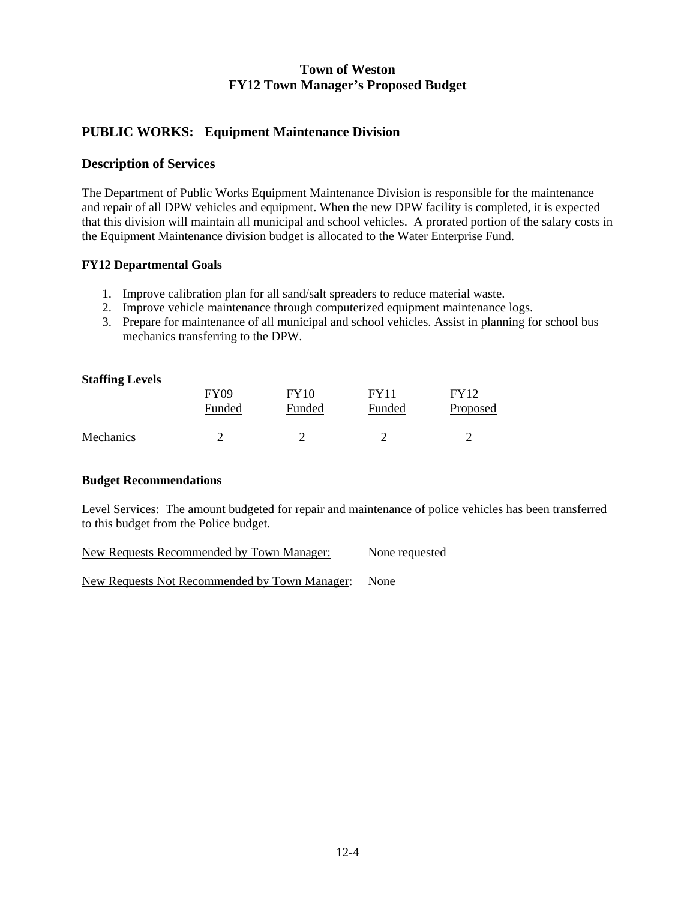# Town of Weston
## FY12 Town Manager's Proposed Budget

## PUBLIC WORKS: Equipment Maintenance Division

### Description of Services

The Department of Public Works Equipment Maintenance Division is responsible for the maintenance and repair of all DPW vehicles and equipment. When the new DPW facility is completed, it is expected that this division will maintain all municipal and school vehicles. A prorated portion of the salary costs in the Equipment Maintenance division budget is allocated to the Water Enterprise Fund.

**FY12 Departmental Goals**

1. Improve calibration plan for all sand/salt spreaders to reduce material waste.
2. Improve vehicle maintenance through computerized equipment maintenance logs.
3. Prepare for maintenance of all municipal and school vehicles. Assist in planning for school bus mechanics transferring to the DPW.

**Staffing Levels**

| | FY09 Funded | FY10 Funded | FY11 Funded | FY12 Proposed |
|---|---|---|---|---|
| Mechanics | 2 | 2 | 2 | 2 |

**Budget Recommendations**

Level Services: The amount budgeted for repair and maintenance of police vehicles has been transferred to this budget from the Police budget.

New Requests Recommended by Town Manager: None requested

New Requests Not Recommended by Town Manager: None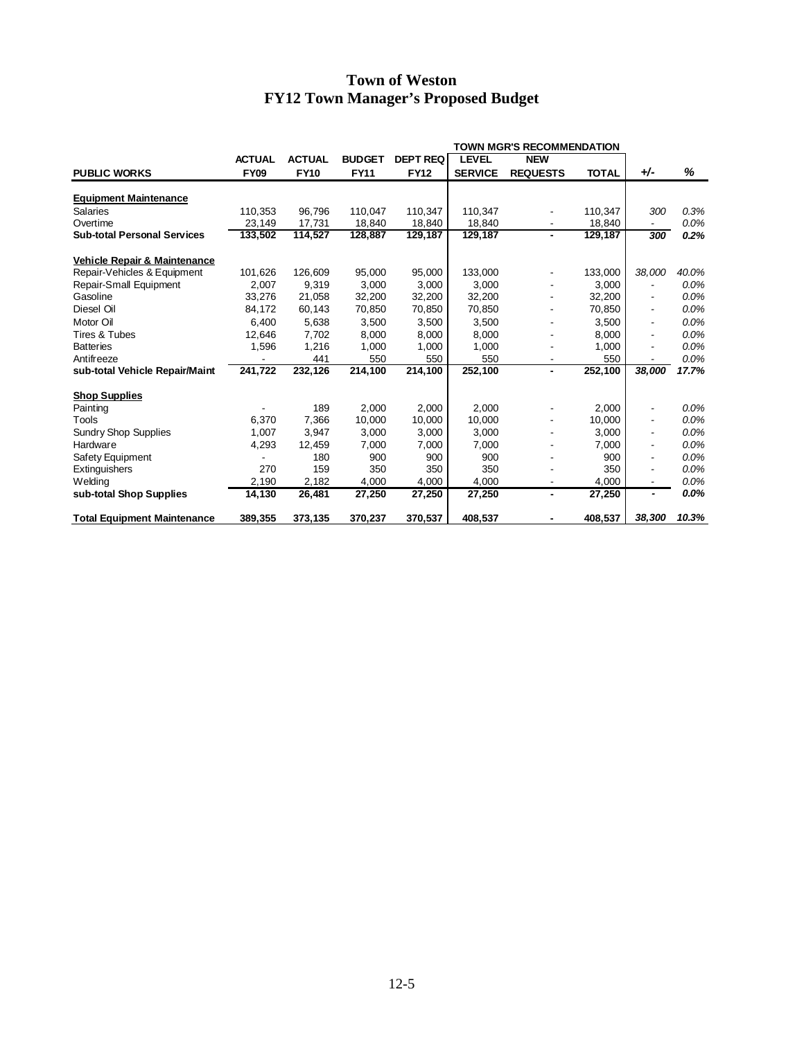# Town of Weston
## FY12 Town Manager's Proposed Budget

| | | | | | TOWN MGR'S RECOMMENDATION | | | | |
|---|---|---|---|---|---|---|---|---|---|
| | ACTUAL | ACTUAL | BUDGET | DEPT REQ | LEVEL | NEW | | | |
| **PUBLIC WORKS** | **FY09** | **FY10** | **FY11** | **FY12** | **SERVICE** | **REQUESTS** | **TOTAL** | **+/-** | **%** |
| **Equipment Maintenance** | | | | | | | | | |
| Salaries | 110,353 | 96,796 | 110,047 | 110,347 | 110,347 | - | 110,347 | *300* | *0.3%* |
| Overtime | 23,149 | 17,731 | 18,840 | 18,840 | 18,840 | - | 18,840 | - | *0.0%* |
| **Sub-total Personal Services** | **133,502** | **114,527** | **128,887** | **129,187** | **129,187** | **-** | **129,187** | ***300*** | ***0.2%*** |
| **Vehicle Repair & Maintenance** | | | | | | | | | |
| Repair-Vehicles & Equipment | 101,626 | 126,609 | 95,000 | 95,000 | 133,000 | - | 133,000 | *38,000* | *40.0%* |
| Repair-Small Equipment | 2,007 | 9,319 | 3,000 | 3,000 | 3,000 | - | 3,000 | - | *0.0%* |
| Gasoline | 33,276 | 21,058 | 32,200 | 32,200 | 32,200 | - | 32,200 | - | *0.0%* |
| Diesel Oil | 84,172 | 60,143 | 70,850 | 70,850 | 70,850 | - | 70,850 | - | *0.0%* |
| Motor Oil | 6,400 | 5,638 | 3,500 | 3,500 | 3,500 | - | 3,500 | - | *0.0%* |
| Tires & Tubes | 12,646 | 7,702 | 8,000 | 8,000 | 8,000 | - | 8,000 | - | *0.0%* |
| Batteries | 1,596 | 1,216 | 1,000 | 1,000 | 1,000 | - | 1,000 | - | *0.0%* |
| Antifreeze | - | 441 | 550 | 550 | 550 | - | 550 | - | *0.0%* |
| **sub-total Vehicle Repair/Maint** | **241,722** | **232,126** | **214,100** | **214,100** | **252,100** | **-** | **252,100** | ***38,000*** | ***17.7%*** |
| **Shop Supplies** | | | | | | | | | |
| Painting | - | 189 | 2,000 | 2,000 | 2,000 | - | 2,000 | - | *0.0%* |
| Tools | 6,370 | 7,366 | 10,000 | 10,000 | 10,000 | - | 10,000 | - | *0.0%* |
| Sundry Shop Supplies | 1,007 | 3,947 | 3,000 | 3,000 | 3,000 | - | 3,000 | - | *0.0%* |
| Hardware | 4,293 | 12,459 | 7,000 | 7,000 | 7,000 | - | 7,000 | - | *0.0%* |
| Safety Equipment | - | 180 | 900 | 900 | 900 | - | 900 | - | *0.0%* |
| Extinguishers | 270 | 159 | 350 | 350 | 350 | - | 350 | - | *0.0%* |
| Welding | 2,190 | 2,182 | 4,000 | 4,000 | 4,000 | - | 4,000 | - | *0.0%* |
| **sub-total Shop Supplies** | **14,130** | **26,481** | **27,250** | **27,250** | **27,250** | **-** | **27,250** | **-** | ***0.0%*** |
| **Total Equipment Maintenance** | **389,355** | **373,135** | **370,237** | **370,537** | **408,537** | **-** | **408,537** | ***38,300*** | ***10.3%*** |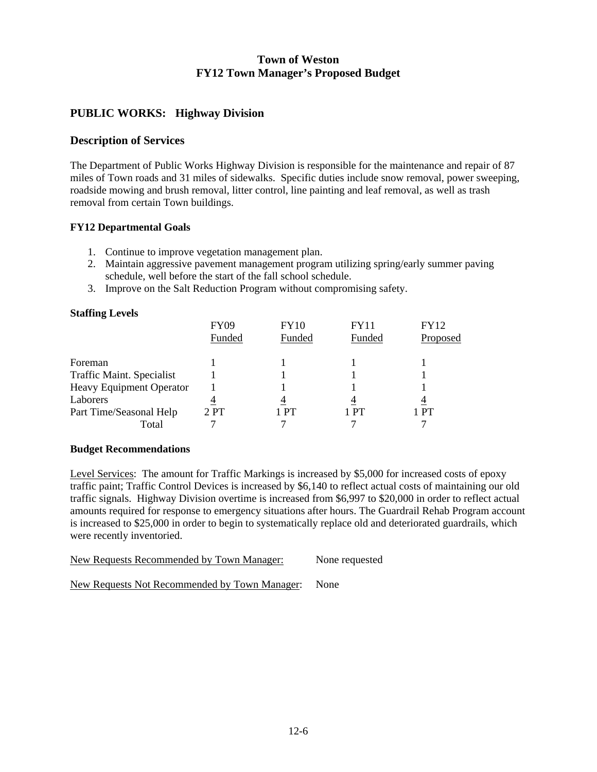# Town of Weston
# FY12 Town Manager's Proposed Budget

## PUBLIC WORKS: Highway Division

### Description of Services

The Department of Public Works Highway Division is responsible for the maintenance and repair of 87 miles of Town roads and 31 miles of sidewalks. Specific duties include snow removal, power sweeping, roadside mowing and brush removal, litter control, line painting and leaf removal, as well as trash removal from certain Town buildings.

**FY12 Departmental Goals**

1. Continue to improve vegetation management plan.
2. Maintain aggressive pavement management program utilizing spring/early summer paving schedule, well before the start of the fall school schedule.
3. Improve on the Salt Reduction Program without compromising safety.

**Staffing Levels**

| | FY09 Funded | FY10 Funded | FY11 Funded | FY12 Proposed |
|---|---|---|---|---|
| Foreman | 1 | 1 | 1 | 1 |
| Traffic Maint. Specialist | 1 | 1 | 1 | 1 |
| Heavy Equipment Operator | 1 | 1 | 1 | 1 |
| Laborers | 4 | 4 | 4 | 4 |
| Part Time/Seasonal Help | 2 PT | 1 PT | 1 PT | 1 PT |
| Total | 7 | 7 | 7 | 7 |

**Budget Recommendations**

Level Services: The amount for Traffic Markings is increased by $5,000 for increased costs of epoxy traffic paint; Traffic Control Devices is increased by $6,140 to reflect actual costs of maintaining our old traffic signals. Highway Division overtime is increased from $6,997 to $20,000 in order to reflect actual amounts required for response to emergency situations after hours. The Guardrail Rehab Program account is increased to $25,000 in order to begin to systematically replace old and deteriorated guardrails, which were recently inventoried.

New Requests Recommended by Town Manager: None requested

New Requests Not Recommended by Town Manager: None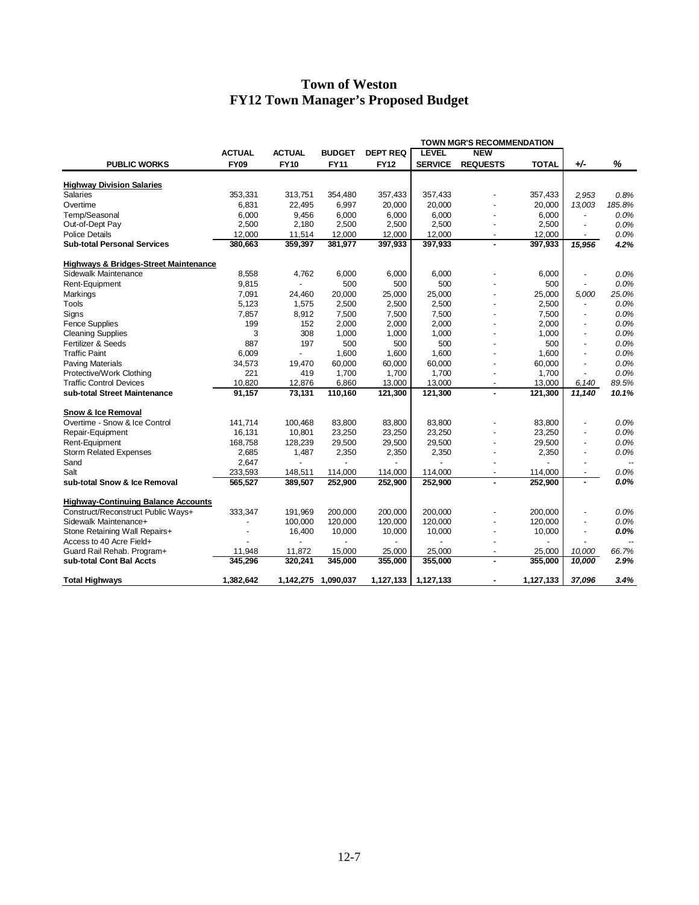# Town of Weston
# FY12 Town Manager's Proposed Budget

| PUBLIC WORKS | ACTUAL FY09 | ACTUAL FY10 | BUDGET FY11 | DEPT REQ FY12 | TOWN MGR'S RECOMMENDATION LEVEL SERVICE | NEW REQUESTS | TOTAL | +/- | % |
|---|---|---|---|---|---|---|---|---|---|
| **Highway Division Salaries** | | | | | | | | | |
| Salaries | 353,331 | 313,751 | 354,480 | 357,433 | 357,433 | - | 357,433 | 2,953 | 0.8% |
| Overtime | 6,831 | 22,495 | 6,997 | 20,000 | 20,000 | - | 20,000 | 13,003 | 185.8% |
| Temp/Seasonal | 6,000 | 9,456 | 6,000 | 6,000 | 6,000 | - | 6,000 | - | 0.0% |
| Out-of-Dept Pay | 2,500 | 2,180 | 2,500 | 2,500 | 2,500 | - | 2,500 | - | 0.0% |
| Police Details | 12,000 | 11,514 | 12,000 | 12,000 | 12,000 | - | 12,000 | - | 0.0% |
| **Sub-total Personal Services** | **380,663** | **359,397** | **381,977** | **397,933** | **397,933** | **-** | **397,933** | **15,956** | **4.2%** |
| **Highways & Bridges-Street Maintenance** | | | | | | | | | |
| Sidewalk Maintenance | 8,558 | 4,762 | 6,000 | 6,000 | 6,000 | - | 6,000 | - | 0.0% |
| Rent-Equipment | 9,815 | - | 500 | 500 | 500 | - | 500 | - | 0.0% |
| Markings | 7,091 | 24,460 | 20,000 | 25,000 | 25,000 | - | 25,000 | 5,000 | 25.0% |
| Tools | 5,123 | 1,575 | 2,500 | 2,500 | 2,500 | - | 2,500 | - | 0.0% |
| Signs | 7,857 | 8,912 | 7,500 | 7,500 | 7,500 | - | 7,500 | - | 0.0% |
| Fence Supplies | 199 | 152 | 2,000 | 2,000 | 2,000 | - | 2,000 | - | 0.0% |
| Cleaning Supplies | 3 | 308 | 1,000 | 1,000 | 1,000 | - | 1,000 | - | 0.0% |
| Fertilizer & Seeds | 887 | 197 | 500 | 500 | 500 | - | 500 | - | 0.0% |
| Traffic Paint | 6,009 | - | 1,600 | 1,600 | 1,600 | - | 1,600 | - | 0.0% |
| Paving Materials | 34,573 | 19,470 | 60,000 | 60,000 | 60,000 | - | 60,000 | - | 0.0% |
| Protective/Work Clothing | 221 | 419 | 1,700 | 1,700 | 1,700 | - | 1,700 | - | 0.0% |
| Traffic Control Devices | 10,820 | 12,876 | 6,860 | 13,000 | 13,000 | - | 13,000 | 6,140 | 89.5% |
| **sub-total Street Maintenance** | **91,157** | **73,131** | **110,160** | **121,300** | **121,300** | **-** | **121,300** | **11,140** | **10.1%** |
| **Snow & Ice Removal** | | | | | | | | | |
| Overtime - Snow & Ice Control | 141,714 | 100,468 | 83,800 | 83,800 | 83,800 | - | 83,800 | - | 0.0% |
| Repair-Equipment | 16,131 | 10,801 | 23,250 | 23,250 | 23,250 | - | 23,250 | - | 0.0% |
| Rent-Equipment | 168,758 | 128,239 | 29,500 | 29,500 | 29,500 | - | 29,500 | - | 0.0% |
| Storm Related Expenses | 2,685 | 1,487 | 2,350 | 2,350 | 2,350 | - | 2,350 | - | 0.0% |
| Sand | 2,647 | - | - | - | - | - | - | - | -- |
| Salt | 233,593 | 148,511 | 114,000 | 114,000 | 114,000 | - | 114,000 | - | 0.0% |
| **sub-total Snow & Ice Removal** | **565,527** | **389,507** | **252,900** | **252,900** | **252,900** | **-** | **252,900** | **-** | **0.0%** |
| **Highway-Continuing Balance Accounts** | | | | | | | | | |
| Construct/Reconstruct Public Ways+ | 333,347 | 191,969 | 200,000 | 200,000 | 200,000 | - | 200,000 | - | 0.0% |
| Sidewalk Maintenance+ | - | 100,000 | 120,000 | 120,000 | 120,000 | - | 120,000 | - | 0.0% |
| Stone Retaining Wall Repairs+ | - | 16,400 | 10,000 | 10,000 | 10,000 | - | 10,000 | - | 0.0% |
| Access to 40 Acre Field+ | - | - | - | - | - | - | - | - | -- |
| Guard Rail Rehab. Program+ | 11,948 | 11,872 | 15,000 | 25,000 | 25,000 | - | 25,000 | 10,000 | 66.7% |
| **sub-total Cont Bal Accts** | **345,296** | **320,241** | **345,000** | **355,000** | **355,000** | **-** | **355,000** | **10,000** | **2.9%** |
| **Total Highways** | **1,382,642** | **1,142,275** | **1,090,037** | **1,127,133** | **1,127,133** | **-** | **1,127,133** | **37,096** | **3.4%** |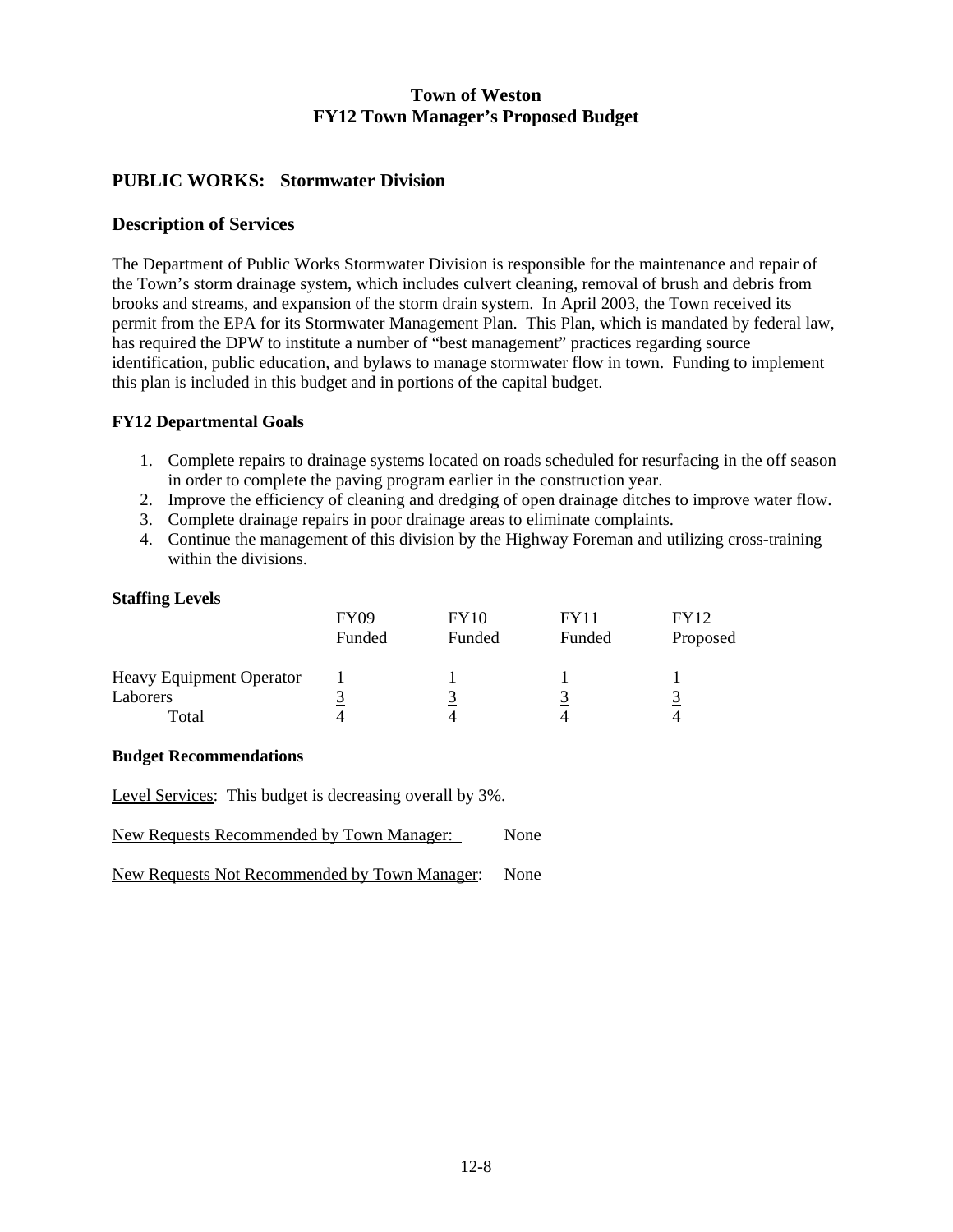**Town of Weston**
**FY12 Town Manager's Proposed Budget**

## PUBLIC WORKS: Stormwater Division

## Description of Services

The Department of Public Works Stormwater Division is responsible for the maintenance and repair of the Town's storm drainage system, which includes culvert cleaning, removal of brush and debris from brooks and streams, and expansion of the storm drain system. In April 2003, the Town received its permit from the EPA for its Stormwater Management Plan. This Plan, which is mandated by federal law, has required the DPW to institute a number of "best management" practices regarding source identification, public education, and bylaws to manage stormwater flow in town. Funding to implement this plan is included in this budget and in portions of the capital budget.

### FY12 Departmental Goals

1. Complete repairs to drainage systems located on roads scheduled for resurfacing in the off season in order to complete the paving program earlier in the construction year.
2. Improve the efficiency of cleaning and dredging of open drainage ditches to improve water flow.
3. Complete drainage repairs in poor drainage areas to eliminate complaints.
4. Continue the management of this division by the Highway Foreman and utilizing cross-training within the divisions.

### Staffing Levels

| | FY09 Funded | FY10 Funded | FY11 Funded | FY12 Proposed |
|---|---|---|---|---|
| Heavy Equipment Operator | 1 | 1 | 1 | 1 |
| Laborers | 3 | 3 | 3 | 3 |
| Total | 4 | 4 | 4 | 4 |

### Budget Recommendations

Level Services: This budget is decreasing overall by 3%.

New Requests Recommended by Town Manager: None

New Requests Not Recommended by Town Manager: None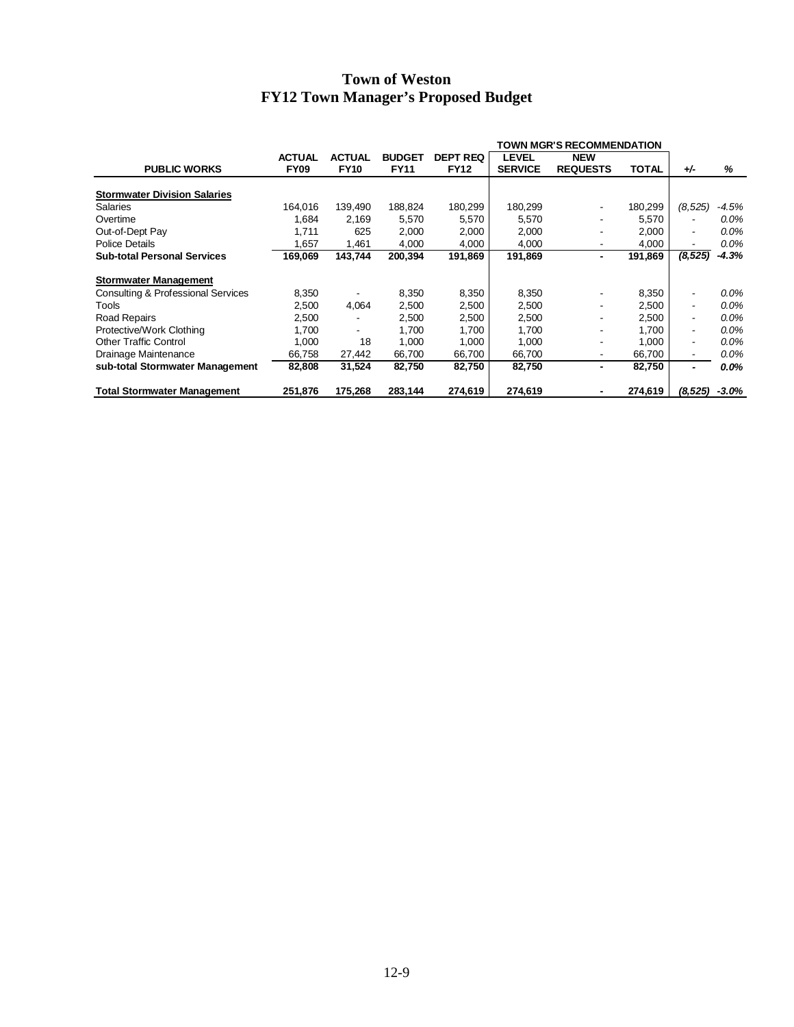# Town of Weston
# FY12 Town Manager's Proposed Budget

| PUBLIC WORKS | ACTUAL FY09 | ACTUAL FY10 | BUDGET FY11 | DEPT REQ FY12 | TOWN MGR'S RECOMMENDATION | | | +/- | % |
|---|---|---|---|---|---|---|---|---|---|
| | | | | | LEVEL SERVICE | NEW REQUESTS | TOTAL | | |
| **Stormwater Division Salaries** | | | | | | | | | |
| Salaries | 164,016 | 139,490 | 188,824 | 180,299 | 180,299 | - | 180,299 | *(8,525)* | *-4.5%* |
| Overtime | 1,684 | 2,169 | 5,570 | 5,570 | 5,570 | - | 5,570 | - | *0.0%* |
| Out-of-Dept Pay | 1,711 | 625 | 2,000 | 2,000 | 2,000 | - | 2,000 | - | *0.0%* |
| Police Details | 1,657 | 1,461 | 4,000 | 4,000 | 4,000 | - | 4,000 | - | *0.0%* |
| **Sub-total Personal Services** | **169,069** | **143,744** | **200,394** | **191,869** | **191,869** | **-** | **191,869** | ***(8,525)*** | ***-4.3%*** |
| **Stormwater Management** | | | | | | | | | |
| Consulting & Professional Services | 8,350 | - | 8,350 | 8,350 | 8,350 | - | 8,350 | - | *0.0%* |
| Tools | 2,500 | 4,064 | 2,500 | 2,500 | 2,500 | - | 2,500 | - | *0.0%* |
| Road Repairs | 2,500 | - | 2,500 | 2,500 | 2,500 | - | 2,500 | - | *0.0%* |
| Protective/Work Clothing | 1,700 | - | 1,700 | 1,700 | 1,700 | - | 1,700 | - | *0.0%* |
| Other Traffic Control | 1,000 | 18 | 1,000 | 1,000 | 1,000 | - | 1,000 | - | *0.0%* |
| Drainage Maintenance | 66,758 | 27,442 | 66,700 | 66,700 | 66,700 | - | 66,700 | - | *0.0%* |
| **sub-total Stormwater Management** | **82,808** | **31,524** | **82,750** | **82,750** | **82,750** | **-** | **82,750** | **-** | ***0.0%*** |
| **Total Stormwater Management** | **251,876** | **175,268** | **283,144** | **274,619** | **274,619** | **-** | **274,619** | ***(8,525)*** | ***-3.0%*** |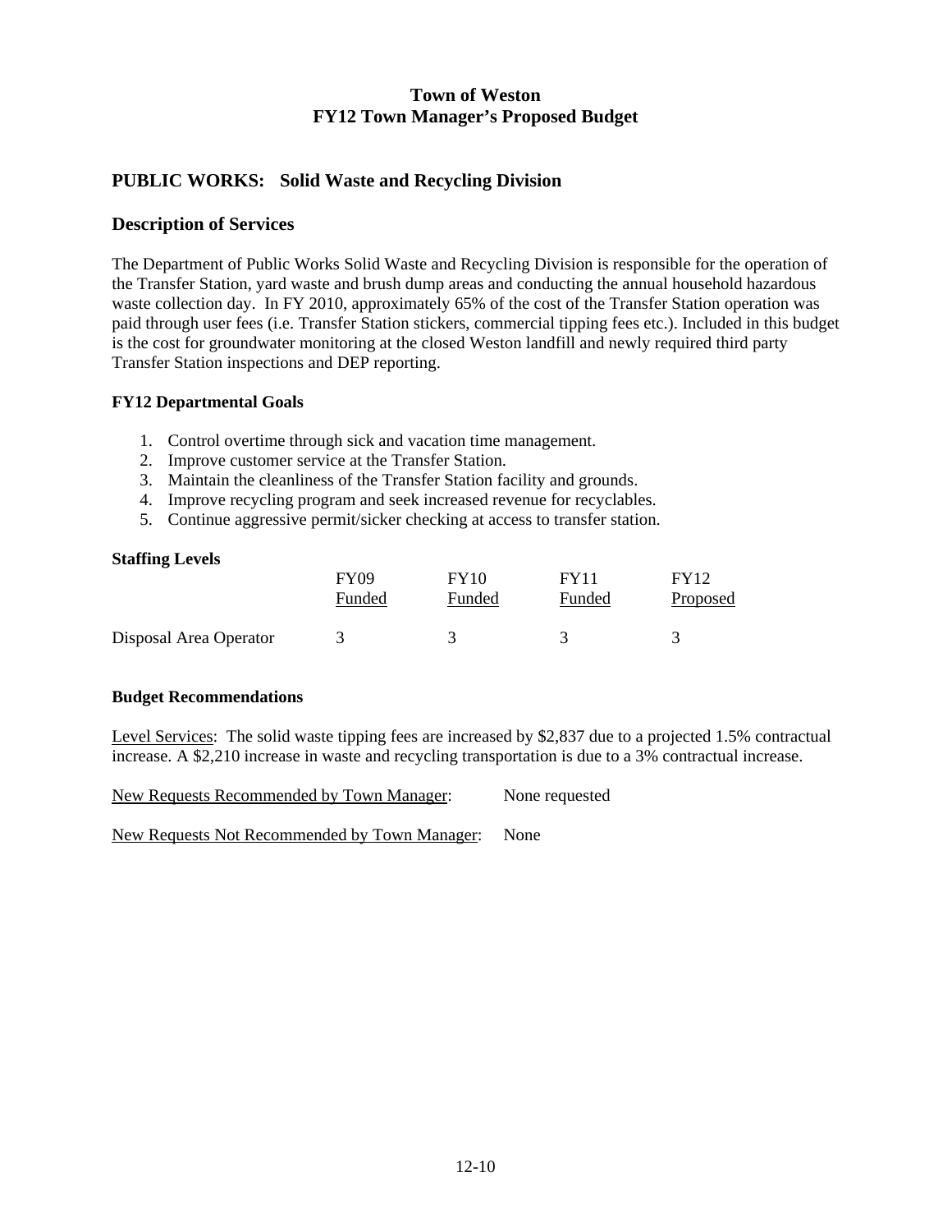# Town of Weston
# FY12 Town Manager's Proposed Budget

## PUBLIC WORKS: Solid Waste and Recycling Division

## Description of Services

The Department of Public Works Solid Waste and Recycling Division is responsible for the operation of the Transfer Station, yard waste and brush dump areas and conducting the annual household hazardous waste collection day. In FY 2010, approximately 65% of the cost of the Transfer Station operation was paid through user fees (i.e. Transfer Station stickers, commercial tipping fees etc.). Included in this budget is the cost for groundwater monitoring at the closed Weston landfill and newly required third party Transfer Station inspections and DEP reporting.

### FY12 Departmental Goals

1. Control overtime through sick and vacation time management.
2. Improve customer service at the Transfer Station.
3. Maintain the cleanliness of the Transfer Station facility and grounds.
4. Improve recycling program and seek increased revenue for recyclables.
5. Continue aggressive permit/sicker checking at access to transfer station.

### Staffing Levels

| | FY09 Funded | FY10 Funded | FY11 Funded | FY12 Proposed |
|---|---|---|---|---|
| Disposal Area Operator | 3 | 3 | 3 | 3 |

### Budget Recommendations

Level Services: The solid waste tipping fees are increased by $2,837 due to a projected 1.5% contractual increase. A $2,210 increase in waste and recycling transportation is due to a 3% contractual increase.

New Requests Recommended by Town Manager: None requested

New Requests Not Recommended by Town Manager: None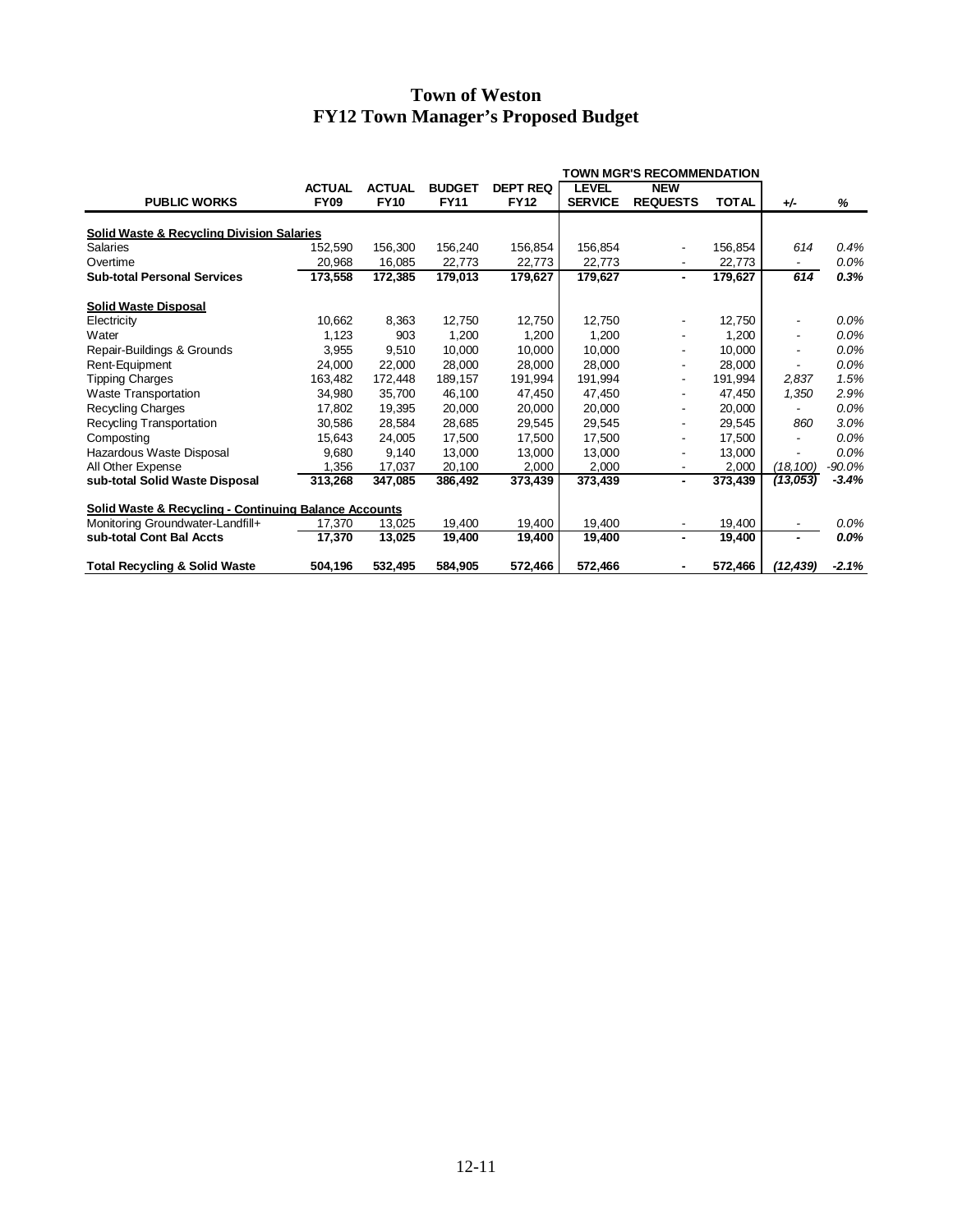# Town of Weston
## FY12 Town Manager's Proposed Budget

| | | | | | TOWN MGR'S RECOMMENDATION | | | | |
|---|---|---|---|---|---|---|---|---|---|
| **PUBLIC WORKS** | **ACTUAL FY09** | **ACTUAL FY10** | **BUDGET FY11** | **DEPT REQ FY12** | **LEVEL SERVICE** | **NEW REQUESTS** | **TOTAL** | ***+/-*** | ***%*** |
| **Solid Waste & Recycling Division Salaries** | | | | | | | | | |
| Salaries | 152,590 | 156,300 | 156,240 | 156,854 | 156,854 | - | 156,854 | *614* | *0.4%* |
| Overtime | 20,968 | 16,085 | 22,773 | 22,773 | 22,773 | - | 22,773 | - | *0.0%* |
| **Sub-total Personal Services** | **173,558** | **172,385** | **179,013** | **179,627** | **179,627** | **-** | **179,627** | ***614*** | ***0.3%*** |
| **Solid Waste Disposal** | | | | | | | | | |
| Electricity | 10,662 | 8,363 | 12,750 | 12,750 | 12,750 | - | 12,750 | - | *0.0%* |
| Water | 1,123 | 903 | 1,200 | 1,200 | 1,200 | - | 1,200 | - | *0.0%* |
| Repair-Buildings & Grounds | 3,955 | 9,510 | 10,000 | 10,000 | 10,000 | - | 10,000 | - | *0.0%* |
| Rent-Equipment | 24,000 | 22,000 | 28,000 | 28,000 | 28,000 | - | 28,000 | - | *0.0%* |
| Tipping Charges | 163,482 | 172,448 | 189,157 | 191,994 | 191,994 | - | 191,994 | *2,837* | *1.5%* |
| Waste Transportation | 34,980 | 35,700 | 46,100 | 47,450 | 47,450 | - | 47,450 | *1,350* | *2.9%* |
| Recycling Charges | 17,802 | 19,395 | 20,000 | 20,000 | 20,000 | - | 20,000 | - | *0.0%* |
| Recycling Transportation | 30,586 | 28,584 | 28,685 | 29,545 | 29,545 | - | 29,545 | *860* | *3.0%* |
| Composting | 15,643 | 24,005 | 17,500 | 17,500 | 17,500 | - | 17,500 | - | *0.0%* |
| Hazardous Waste Disposal | 9,680 | 9,140 | 13,000 | 13,000 | 13,000 | - | 13,000 | - | *0.0%* |
| All Other Expense | 1,356 | 17,037 | 20,100 | 2,000 | 2,000 | - | 2,000 | *(18,100)* | *-90.0%* |
| **sub-total Solid Waste Disposal** | **313,268** | **347,085** | **386,492** | **373,439** | **373,439** | **-** | **373,439** | ***(13,053)*** | ***-3.4%*** |
| **Solid Waste & Recycling - Continuing Balance Accounts** | | | | | | | | | |
| Monitoring Groundwater-Landfill+ | 17,370 | 13,025 | 19,400 | 19,400 | 19,400 | - | 19,400 | - | *0.0%* |
| **sub-total Cont Bal Accts** | **17,370** | **13,025** | **19,400** | **19,400** | **19,400** | **-** | **19,400** | **-** | ***0.0%*** |
| **Total Recycling & Solid Waste** | **504,196** | **532,495** | **584,905** | **572,466** | **572,466** | **-** | **572,466** | ***(12,439)*** | ***-2.1%*** |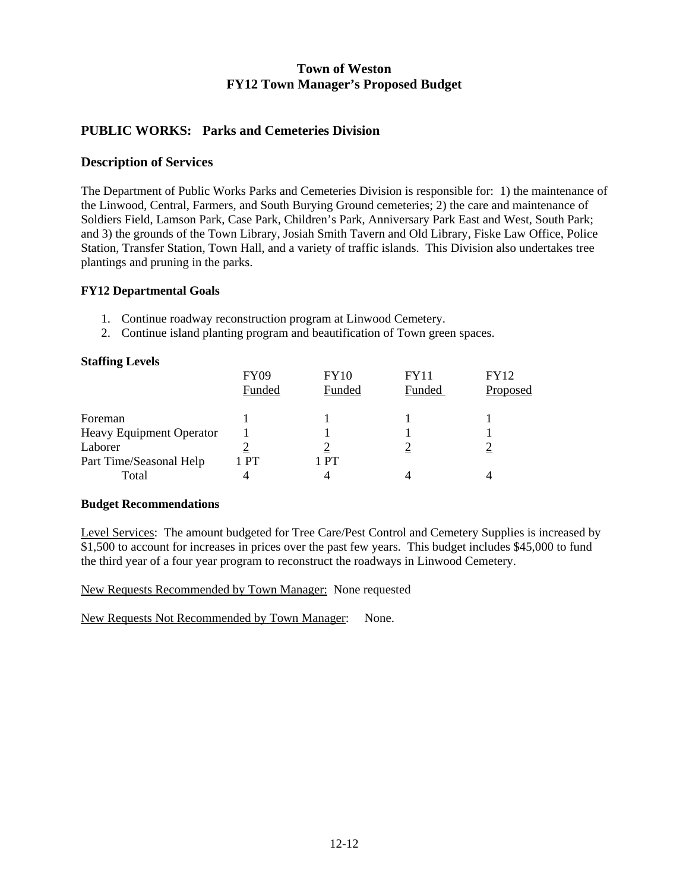# Town of Weston
# FY12 Town Manager's Proposed Budget

## PUBLIC WORKS: Parks and Cemeteries Division

## Description of Services

The Department of Public Works Parks and Cemeteries Division is responsible for: 1) the maintenance of the Linwood, Central, Farmers, and South Burying Ground cemeteries; 2) the care and maintenance of Soldiers Field, Lamson Park, Case Park, Children's Park, Anniversary Park East and West, South Park; and 3) the grounds of the Town Library, Josiah Smith Tavern and Old Library, Fiske Law Office, Police Station, Transfer Station, Town Hall, and a variety of traffic islands. This Division also undertakes tree plantings and pruning in the parks.

### FY12 Departmental Goals

1. Continue roadway reconstruction program at Linwood Cemetery.
2. Continue island planting program and beautification of Town green spaces.

### Staffing Levels

| | FY09 Funded | FY10 Funded | FY11 Funded | FY12 Proposed |
|---|---|---|---|---|
| Foreman | 1 | 1 | 1 | 1 |
| Heavy Equipment Operator | 1 | 1 | 1 | 1 |
| Laborer | 2 | 2 | 2 | 2 |
| Part Time/Seasonal Help | 1 PT | 1 PT | | |
| Total | 4 | 4 | 4 | 4 |

### Budget Recommendations

Level Services: The amount budgeted for Tree Care/Pest Control and Cemetery Supplies is increased by $1,500 to account for increases in prices over the past few years. This budget includes $45,000 to fund the third year of a four year program to reconstruct the roadways in Linwood Cemetery.

New Requests Recommended by Town Manager: None requested

New Requests Not Recommended by Town Manager: None.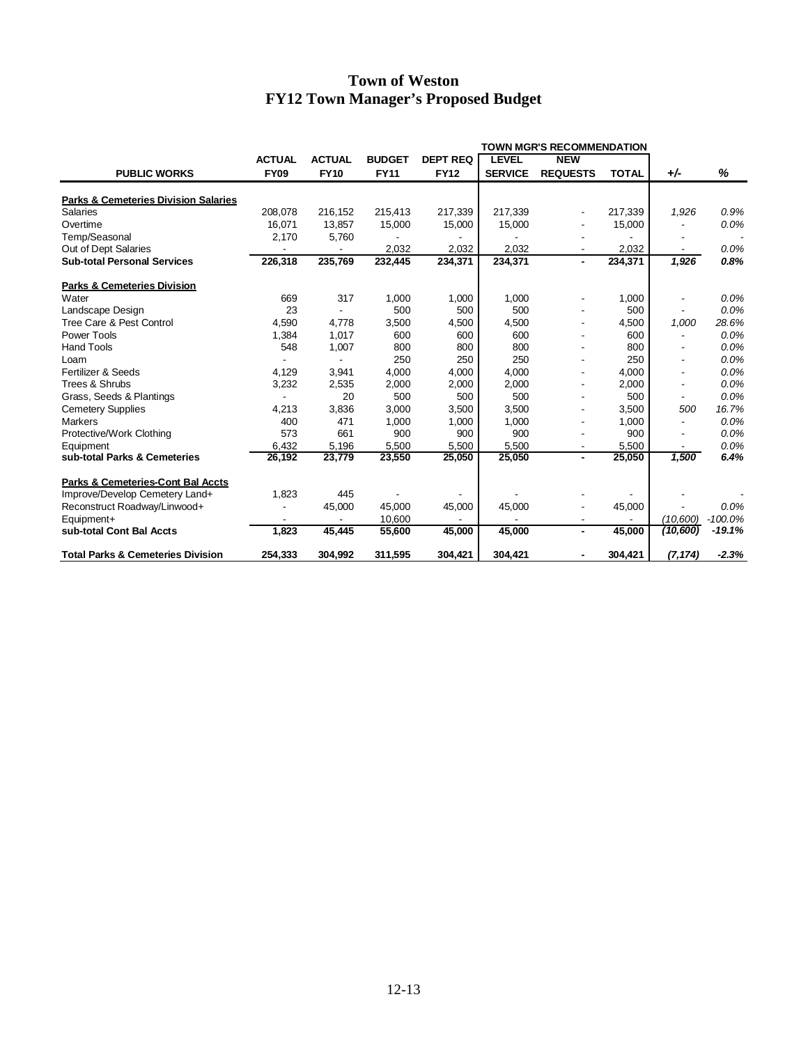# Town of Weston
# FY12 Town Manager's Proposed Budget

| PUBLIC WORKS | ACTUAL FY09 | ACTUAL FY10 | BUDGET FY11 | DEPT REQ FY12 | TOWN MGR'S RECOMMENDATION LEVEL SERVICE | NEW REQUESTS | TOTAL | +/- | % |
|---|---|---|---|---|---|---|---|---|---|
| **Parks & Cemeteries Division Salaries** | | | | | | | | | |
| Salaries | 208,078 | 216,152 | 215,413 | 217,339 | 217,339 | - | 217,339 | *1,926* | *0.9%* |
| Overtime | 16,071 | 13,857 | 15,000 | 15,000 | 15,000 | - | 15,000 | - | *0.0%* |
| Temp/Seasonal | 2,170 | 5,760 | - | - | - | - | - | - | - |
| Out of Dept Salaries | - | - | 2,032 | 2,032 | 2,032 | - | 2,032 | - | *0.0%* |
| **Sub-total Personal Services** | **226,318** | **235,769** | **232,445** | **234,371** | **234,371** | **-** | **234,371** | ***1,926*** | ***0.8%*** |
| **Parks & Cemeteries Division** | | | | | | | | | |
| Water | 669 | 317 | 1,000 | 1,000 | 1,000 | - | 1,000 | - | *0.0%* |
| Landscape Design | 23 | - | 500 | 500 | 500 | - | 500 | - | *0.0%* |
| Tree Care & Pest Control | 4,590 | 4,778 | 3,500 | 4,500 | 4,500 | - | 4,500 | *1,000* | *28.6%* |
| Power Tools | 1,384 | 1,017 | 600 | 600 | 600 | - | 600 | - | *0.0%* |
| Hand Tools | 548 | 1,007 | 800 | 800 | 800 | - | 800 | - | *0.0%* |
| Loam | - | - | 250 | 250 | 250 | - | 250 | - | *0.0%* |
| Fertilizer & Seeds | 4,129 | 3,941 | 4,000 | 4,000 | 4,000 | - | 4,000 | - | *0.0%* |
| Trees & Shrubs | 3,232 | 2,535 | 2,000 | 2,000 | 2,000 | - | 2,000 | - | *0.0%* |
| Grass, Seeds & Plantings | - | 20 | 500 | 500 | 500 | - | 500 | - | *0.0%* |
| Cemetery Supplies | 4,213 | 3,836 | 3,000 | 3,500 | 3,500 | - | 3,500 | *500* | *16.7%* |
| Markers | 400 | 471 | 1,000 | 1,000 | 1,000 | - | 1,000 | - | *0.0%* |
| Protective/Work Clothing | 573 | 661 | 900 | 900 | 900 | - | 900 | - | *0.0%* |
| Equipment | 6,432 | 5,196 | 5,500 | 5,500 | 5,500 | - | 5,500 | - | *0.0%* |
| **sub-total Parks & Cemeteries** | **26,192** | **23,779** | **23,550** | **25,050** | **25,050** | **-** | **25,050** | ***1,500*** | ***6.4%*** |
| **Parks & Cemeteries-Cont Bal Accts** | | | | | | | | | |
| Improve/Develop Cemetery Land+ | 1,823 | 445 | - | - | - | - | - | - | - |
| Reconstruct Roadway/Linwood+ | - | 45,000 | 45,000 | 45,000 | 45,000 | - | 45,000 | - | *0.0%* |
| Equipment+ | - | - | 10,600 | - | - | - | - | *(10,600)* | *-100.0%* |
| **sub-total Cont Bal Accts** | **1,823** | **45,445** | **55,600** | **45,000** | **45,000** | **-** | **45,000** | ***(10,600)*** | ***-19.1%*** |
| **Total Parks & Cemeteries Division** | **254,333** | **304,992** | **311,595** | **304,421** | **304,421** | **-** | **304,421** | ***(7,174)*** | ***-2.3%*** |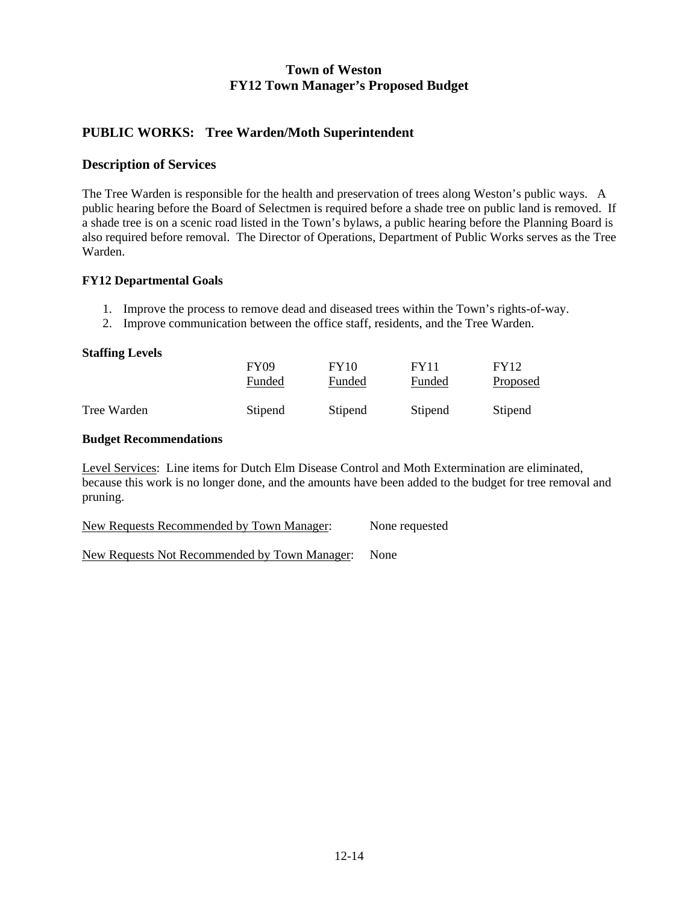# Town of Weston
# FY12 Town Manager's Proposed Budget

## PUBLIC WORKS: Tree Warden/Moth Superintendent

## Description of Services

The Tree Warden is responsible for the health and preservation of trees along Weston's public ways. A public hearing before the Board of Selectmen is required before a shade tree on public land is removed. If a shade tree is on a scenic road listed in the Town's bylaws, a public hearing before the Planning Board is also required before removal. The Director of Operations, Department of Public Works serves as the Tree Warden.

### FY12 Departmental Goals

1. Improve the process to remove dead and diseased trees within the Town's rights-of-way.
2. Improve communication between the office staff, residents, and the Tree Warden.

### Staffing Levels

| | FY09 Funded | FY10 Funded | FY11 Funded | FY12 Proposed |
|---|---|---|---|---|
| Tree Warden | Stipend | Stipend | Stipend | Stipend |

### Budget Recommendations

Level Services: Line items for Dutch Elm Disease Control and Moth Extermination are eliminated, because this work is no longer done, and the amounts have been added to the budget for tree removal and pruning.

New Requests Recommended by Town Manager: None requested

New Requests Not Recommended by Town Manager: None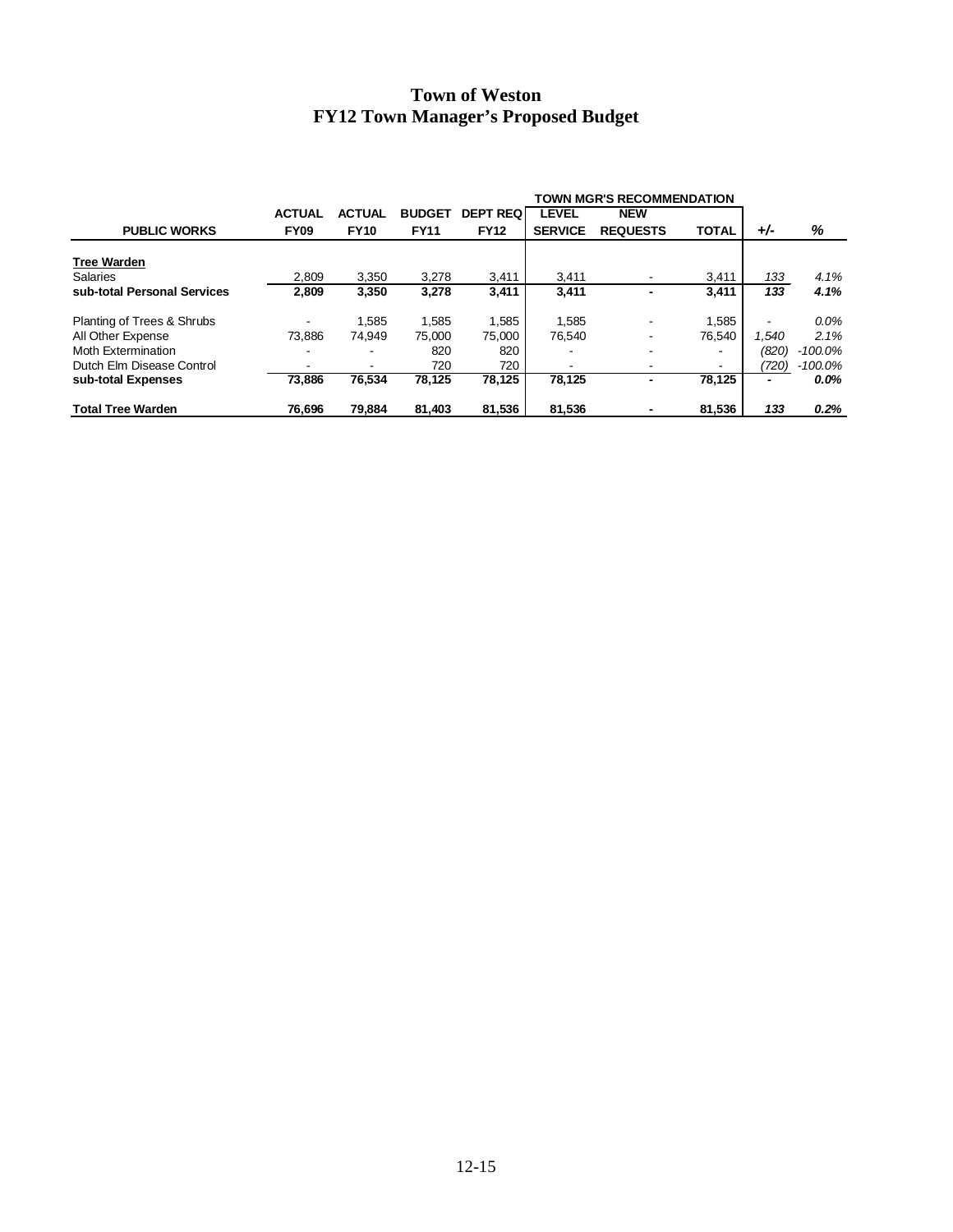# Town of Weston
# FY12 Town Manager's Proposed Budget

| PUBLIC WORKS | ACTUAL FY09 | ACTUAL FY10 | BUDGET FY11 | DEPT REQ FY12 | TOWN MGR'S RECOMMENDATION LEVEL SERVICE | NEW REQUESTS | TOTAL | +/- | % |
|---|---|---|---|---|---|---|---|---|---|
| **Tree Warden** | | | | | | | | | |
| Salaries | 2,809 | 3,350 | 3,278 | 3,411 | 3,411 | - | 3,411 | *133* | *4.1%* |
| **sub-total Personal Services** | **2,809** | **3,350** | **3,278** | **3,411** | **3,411** | **-** | **3,411** | ***133*** | ***4.1%*** |
| | | | | | | | | | |
| Planting of Trees & Shrubs | - | 1,585 | 1,585 | 1,585 | 1,585 | - | 1,585 | - | *0.0%* |
| All Other Expense | 73,886 | 74,949 | 75,000 | 75,000 | 76,540 | - | 76,540 | *1,540* | *2.1%* |
| Moth Extermination | - | - | 820 | 820 | - | - | - | *(820)* | *-100.0%* |
| Dutch Elm Disease Control | - | - | 720 | 720 | - | - | - | *(720)* | *-100.0%* |
| **sub-total Expenses** | **73,886** | **76,534** | **78,125** | **78,125** | **78,125** | **-** | **78,125** | **-** | ***0.0%*** |
| | | | | | | | | | |
| **Total Tree Warden** | **76,696** | **79,884** | **81,403** | **81,536** | **81,536** | **-** | **81,536** | ***133*** | ***0.2%*** |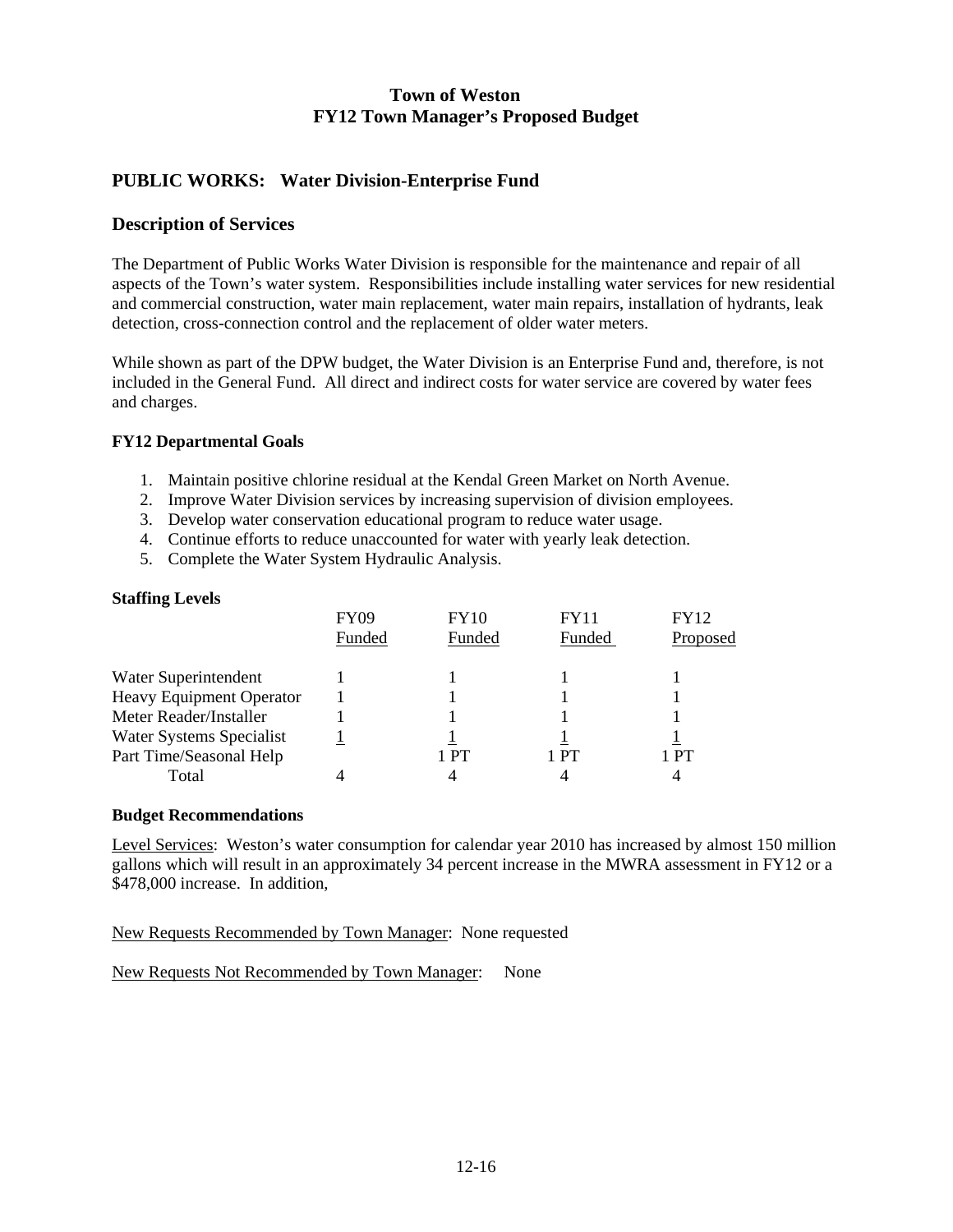# Town of Weston
## FY12 Town Manager's Proposed Budget

## PUBLIC WORKS: Water Division-Enterprise Fund

## Description of Services

The Department of Public Works Water Division is responsible for the maintenance and repair of all aspects of the Town's water system. Responsibilities include installing water services for new residential and commercial construction, water main replacement, water main repairs, installation of hydrants, leak detection, cross-connection control and the replacement of older water meters.

While shown as part of the DPW budget, the Water Division is an Enterprise Fund and, therefore, is not included in the General Fund. All direct and indirect costs for water service are covered by water fees and charges.

### FY12 Departmental Goals

1. Maintain positive chlorine residual at the Kendal Green Market on North Avenue.
2. Improve Water Division services by increasing supervision of division employees.
3. Develop water conservation educational program to reduce water usage.
4. Continue efforts to reduce unaccounted for water with yearly leak detection.
5. Complete the Water System Hydraulic Analysis.

### Staffing Levels

| | FY09 Funded | FY10 Funded | FY11 Funded | FY12 Proposed |
|---|---|---|---|---|
| Water Superintendent | 1 | 1 | 1 | 1 |
| Heavy Equipment Operator | 1 | 1 | 1 | 1 |
| Meter Reader/Installer | 1 | 1 | 1 | 1 |
| Water Systems Specialist | 1 | 1 | 1 | 1 |
| Part Time/Seasonal Help | | 1 PT | 1 PT | 1 PT |
| Total | 4 | 4 | 4 | 4 |

### Budget Recommendations

Level Services: Weston's water consumption for calendar year 2010 has increased by almost 150 million gallons which will result in an approximately 34 percent increase in the MWRA assessment in FY12 or a $478,000 increase. In addition,

New Requests Recommended by Town Manager: None requested

New Requests Not Recommended by Town Manager: None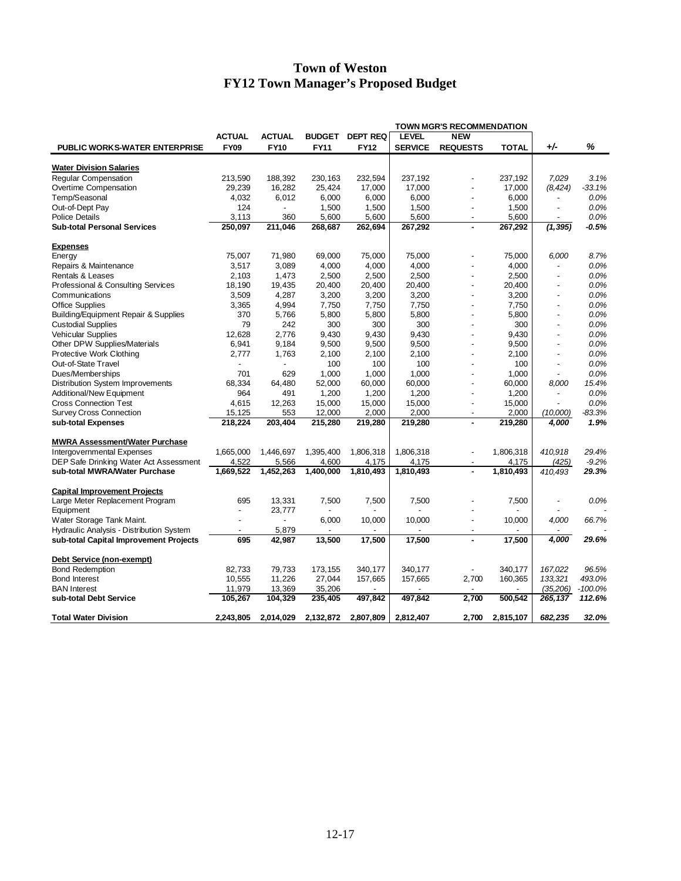# Town of Weston
## FY12 Town Manager's Proposed Budget

| | | | | | TOWN MGR'S RECOMMENDATION | | | | |
|---|---|---|---|---|---|---|---|---|---|
| PUBLIC WORKS-WATER ENTERPRISE | ACTUAL FY09 | ACTUAL FY10 | BUDGET FY11 | DEPT REQ FY12 | LEVEL SERVICE | NEW REQUESTS | TOTAL | +/- | % |
| **Water Division Salaries** | | | | | | | | | |
| Regular Compensation | 213,590 | 188,392 | 230,163 | 232,594 | 237,192 | - | 237,192 | *7,029* | *3.1%* |
| Overtime Compensation | 29,239 | 16,282 | 25,424 | 17,000 | 17,000 | - | 17,000 | *(8,424)* | *-33.1%* |
| Temp/Seasonal | 4,032 | 6,012 | 6,000 | 6,000 | 6,000 | - | 6,000 | - | *0.0%* |
| Out-of-Dept Pay | 124 | - | 1,500 | 1,500 | 1,500 | - | 1,500 | - | *0.0%* |
| Police Details | 3,113 | 360 | 5,600 | 5,600 | 5,600 | - | 5,600 | - | *0.0%* |
| **Sub-total Personal Services** | **250,097** | **211,046** | **268,687** | **262,694** | **267,292** | **-** | **267,292** | ***(1,395)*** | ***-0.5%*** |
| **Expenses** | | | | | | | | | |
| Energy | 75,007 | 71,980 | 69,000 | 75,000 | 75,000 | - | 75,000 | *6,000* | *8.7%* |
| Repairs & Maintenance | 3,517 | 3,089 | 4,000 | 4,000 | 4,000 | - | 4,000 | - | *0.0%* |
| Rentals & Leases | 2,103 | 1,473 | 2,500 | 2,500 | 2,500 | - | 2,500 | - | *0.0%* |
| Professional & Consulting Services | 18,190 | 19,435 | 20,400 | 20,400 | 20,400 | - | 20,400 | - | *0.0%* |
| Communications | 3,509 | 4,287 | 3,200 | 3,200 | 3,200 | - | 3,200 | - | *0.0%* |
| Office Supplies | 3,365 | 4,994 | 7,750 | 7,750 | 7,750 | - | 7,750 | - | *0.0%* |
| Building/Equipment Repair & Supplies | 370 | 5,766 | 5,800 | 5,800 | 5,800 | - | 5,800 | - | *0.0%* |
| Custodial Supplies | 79 | 242 | 300 | 300 | 300 | - | 300 | - | *0.0%* |
| Vehicular Supplies | 12,628 | 2,776 | 9,430 | 9,430 | 9,430 | - | 9,430 | - | *0.0%* |
| Other DPW Supplies/Materials | 6,941 | 9,184 | 9,500 | 9,500 | 9,500 | - | 9,500 | - | *0.0%* |
| Protective Work Clothing | 2,777 | 1,763 | 2,100 | 2,100 | 2,100 | - | 2,100 | - | *0.0%* |
| Out-of-State Travel | - | - | 100 | 100 | 100 | - | 100 | - | *0.0%* |
| Dues/Memberships | 701 | 629 | 1,000 | 1,000 | 1,000 | - | 1,000 | - | *0.0%* |
| Distribution System Improvements | 68,334 | 64,480 | 52,000 | 60,000 | 60,000 | - | 60,000 | *8,000* | *15.4%* |
| Additional/New Equipment | 964 | 491 | 1,200 | 1,200 | 1,200 | - | 1,200 | - | *0.0%* |
| Cross Connection Test | 4,615 | 12,263 | 15,000 | 15,000 | 15,000 | - | 15,000 | - | *0.0%* |
| Survey Cross Connection | 15,125 | 553 | 12,000 | 2,000 | 2,000 | - | 2,000 | *(10,000)* | *-83.3%* |
| **sub-total Expenses** | **218,224** | **203,404** | **215,280** | **219,280** | **219,280** | **-** | **219,280** | ***4,000*** | ***1.9%*** |
| **MWRA Assessment/Water Purchase** | | | | | | | | | |
| Intergovernmental Expenses | 1,665,000 | 1,446,697 | 1,395,400 | 1,806,318 | 1,806,318 | - | 1,806,318 | *410,918* | *29.4%* |
| DEP Safe Drinking Water Act Assessment | 4,522 | 5,566 | 4,600 | 4,175 | 4,175 | - | 4,175 | *(425)* | *-9.2%* |
| **sub-total MWRA/Water Purchase** | **1,669,522** | **1,452,263** | **1,400,000** | **1,810,493** | **1,810,493** | **-** | **1,810,493** | *410,493* | ***29.3%*** |
| **Capital Improvement Projects** | | | | | | | | | |
| Large Meter Replacement Program | 695 | 13,331 | 7,500 | 7,500 | 7,500 | - | 7,500 | - | *0.0%* |
| Equipment | - | 23,777 | - | - | - | - | - | - | - |
| Water Storage Tank Maint. | - | - | 6,000 | 10,000 | 10,000 | - | 10,000 | *4,000* | *66.7%* |
| Hydraulic Analysis - Distribution System | - | 5,879 | - | - | - | - | - | - | - |
| **sub-total Capital Improvement Projects** | **695** | **42,987** | **13,500** | **17,500** | **17,500** | **-** | **17,500** | ***4,000*** | ***29.6%*** |
| **Debt Service (non-exempt)** | | | | | | | | | |
| Bond Redemption | 82,733 | 79,733 | 173,155 | 340,177 | 340,177 | - | 340,177 | *167,022* | *96.5%* |
| Bond Interest | 10,555 | 11,226 | 27,044 | 157,665 | 157,665 | 2,700 | 160,365 | *133,321* | *493.0%* |
| BAN Interest | 11,979 | 13,369 | 35,206 | - | - | - | - | *(35,206)* | *-100.0%* |
| **sub-total Debt Service** | **105,267** | **104,329** | **235,405** | **497,842** | **497,842** | **2,700** | **500,542** | ***265,137*** | ***112.6%*** |
| **Total Water Division** | **2,243,805** | **2,014,029** | **2,132,872** | **2,807,809** | **2,812,407** | **2,700** | **2,815,107** | ***682,235*** | ***32.0%*** |